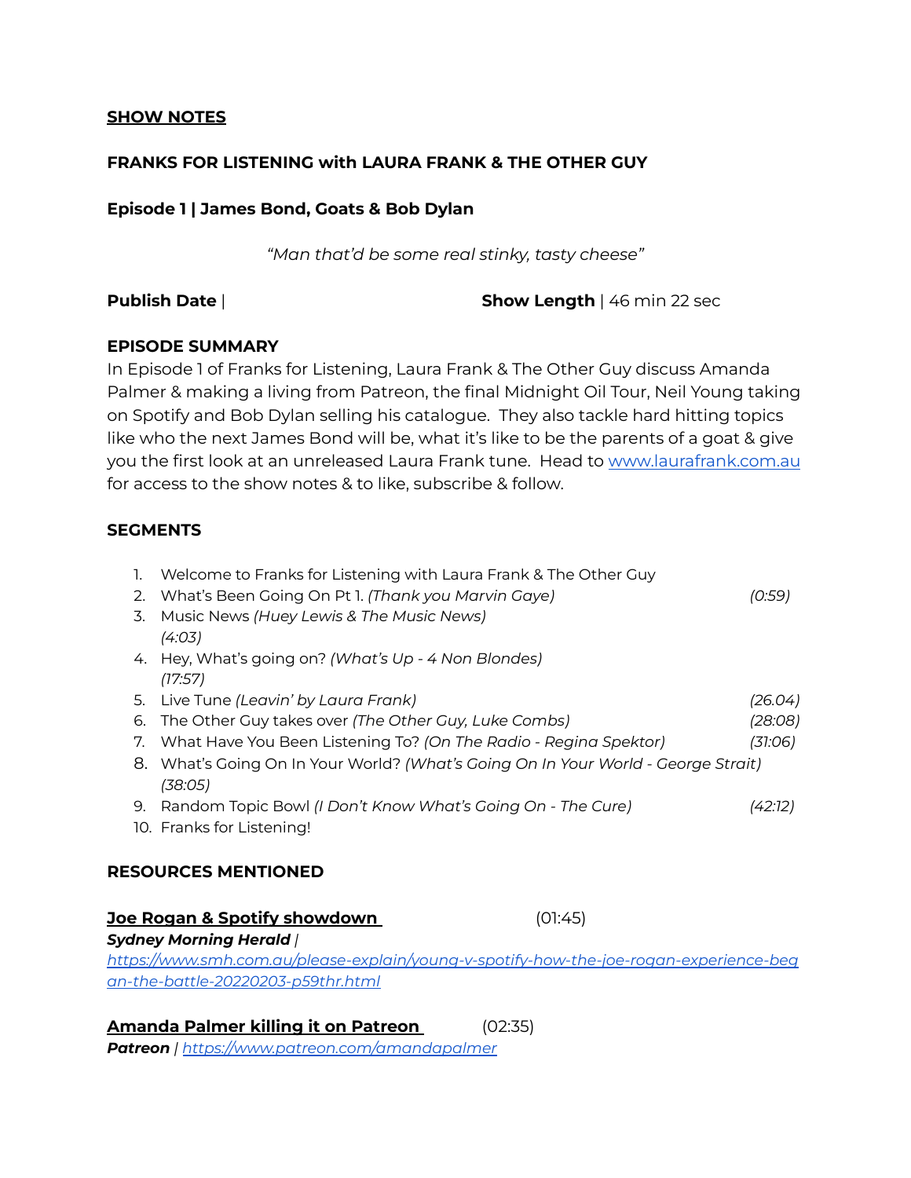**SHOW NOTES**

**FRANKS FOR LISTENING with LAURA FRANK & THE OTHER GUY**

**Episode 1 | James Bond, Goats & Bob Dylan**

*"Man that'd be some real stinky, tasty cheese"*

**Publish Date** | **Show Length** | 46 min 22 sec

**EPISODE SUMMARY**

In Episode 1 of Franks for Listening, Laura Frank & The Other Guy discuss Amanda Palmer & making a living from Patreon, the final Midnight Oil Tour, Neil Young taking on Spotify and Bob Dylan selling his catalogue. They also tackle hard hitting topics like who the next James Bond will be, what it's like to be the parents of a goat & give you the first look at an unreleased Laura Frank tune. Head to [www.laurafrank.com.au](http://www.laurafrank.com.au) for access to the show notes & to like, subscribe & follow.

**SEGMENTS**

1. Welcome to Franks for Listening with Laura Frank & The Other Guy
2. What's Been Going On Pt 1. *(Thank you Marvin Gaye)* *(0:59)*
3. Music News *(Huey Lewis & The Music News)* *(4:03)*
4. Hey, What's going on? *(What's Up - 4 Non Blondes)* *(17:57)*
5. Live Tune *(Leavin' by Laura Frank)* *(26.04)*
6. The Other Guy takes over *(The Other Guy, Luke Combs)* *(28:08)*
7. What Have You Been Listening To? *(On The Radio - Regina Spektor)* *(31:06)*
8. What's Going On In Your World? *(What's Going On In Your World - George Strait)* *(38:05)*
9. Random Topic Bowl *(I Don't Know What's Going On - The Cure)* *(42:12)*
10. Franks for Listening!

**RESOURCES MENTIONED**

**Joe Rogan & Spotify showdown** (01:45)
***Sydney Morning Herald*** | *[https://www.smh.com.au/please-explain/young-v-spotify-how-the-joe-rogan-experience-began-the-battle-20220203-p59thr.html](https://www.smh.com.au/please-explain/young-v-spotify-how-the-joe-rogan-experience-began-the-battle-20220203-p59thr.html)*

**Amanda Palmer killing it on Patreon** (02:35)
***Patreon*** | *[https://www.patreon.com/amandapalmer](https://www.patreon.com/amandapalmer)*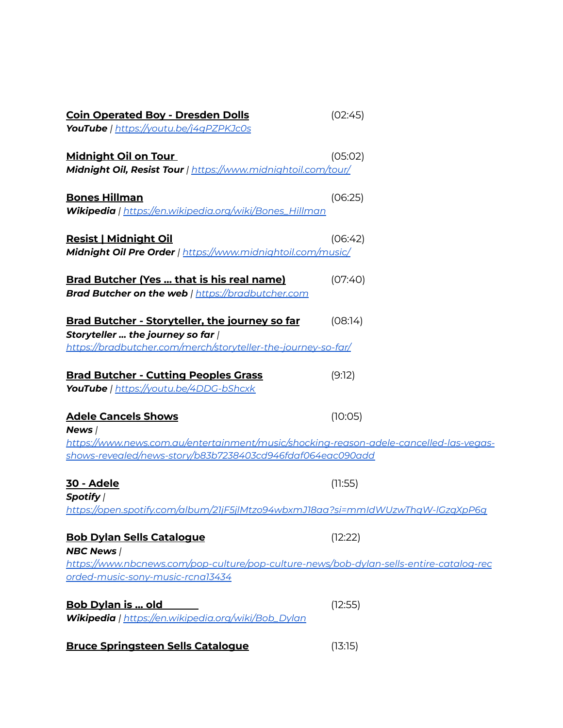**Coin Operated Boy - Dresden Dolls** (02:45)
***YouTube*** | *https://youtu.be/j4gPZPKJc0s*

**Midnight Oil on Tour** (05:02)
***Midnight Oil, Resist Tour*** | *https://www.midnightoil.com/tour/*

**Bones Hillman** (06:25)
***Wikipedia*** | *https://en.wikipedia.org/wiki/Bones_Hillman*

**Resist | Midnight Oil** (06:42)
***Midnight Oil Pre Order*** | *https://www.midnightoil.com/music/*

**Brad Butcher (Yes … that is his real name)** (07:40)
***Brad Butcher on the web*** | *https://bradbutcher.com*

**Brad Butcher - Storyteller, the journey so far** (08:14)
***Storyteller … the journey so far*** |
*https://bradbutcher.com/merch/storyteller-the-journey-so-far/*

**Brad Butcher - Cutting Peoples Grass** (9:12)
***YouTube*** | *https://youtu.be/4DDG-bShcxk*

**Adele Cancels Shows** (10:05)
***News*** |
*https://www.news.com.au/entertainment/music/shocking-reason-adele-cancelled-las-vegas-shows-revealed/news-story/b83b7238403cd946fdaf064eac090add*

**30 - Adele** (11:55)
***Spotify*** |
*https://open.spotify.com/album/21jF5jlMtzo94wbxmJ18aa?si=mmIdWUzwThqW-lGzqXpP6g*

**Bob Dylan Sells Catalogue** (12:22)
***NBC News*** |
*https://www.nbcnews.com/pop-culture/pop-culture-news/bob-dylan-sells-entire-catalog-recorded-music-sony-music-rcna13434*

**Bob Dylan is … old** (12:55)
***Wikipedia*** | *https://en.wikipedia.org/wiki/Bob_Dylan*

**Bruce Springsteen Sells Catalogue** (13:15)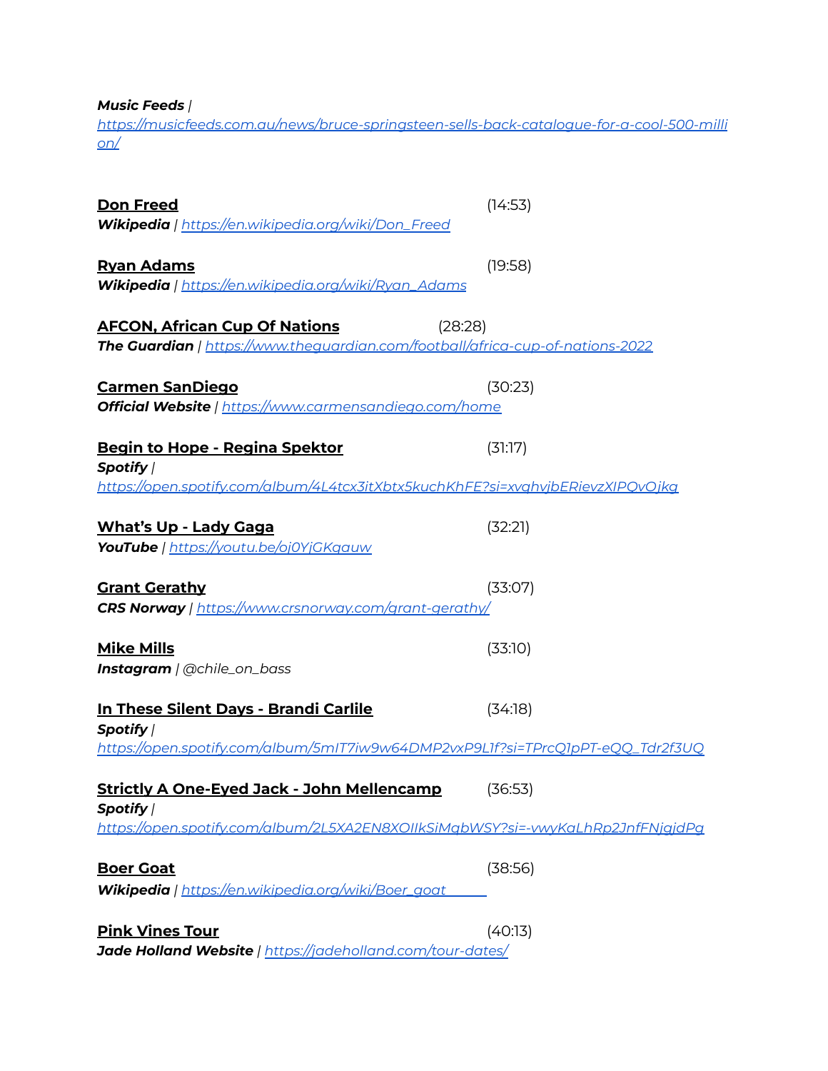***Music Feeds*** | *https://musicfeeds.com.au/news/bruce-springsteen-sells-back-catalogue-for-a-cool-500-million/*

**Don Freed** (14:53)
***Wikipedia*** | *https://en.wikipedia.org/wiki/Don_Freed*

**Ryan Adams** (19:58)
***Wikipedia*** | *https://en.wikipedia.org/wiki/Ryan_Adams*

**AFCON, African Cup Of Nations** (28:28)
***The Guardian*** | *https://www.theguardian.com/football/africa-cup-of-nations-2022*

**Carmen SanDiego** (30:23)
***Official Website*** | *https://www.carmensandiego.com/home*

**Begin to Hope - Regina Spektor** (31:17)
***Spotify*** | *https://open.spotify.com/album/4L4tcx3itXbtx5kuchKhFE?si=xvqhvjbERievzXIPQvOjkg*

**What's Up - Lady Gaga** (32:21)
***YouTube*** | *https://youtu.be/oj0YjGKqauw*

**Grant Gerathy** (33:07)
***CRS Norway*** | *https://www.crsnorway.com/grant-gerathy/*

**Mike Mills** (33:10)
***Instagram*** | *@chile_on_bass*

**In These Silent Days - Brandi Carlile** (34:18)
***Spotify*** | *https://open.spotify.com/album/5mIT7iw9w64DMP2vxP9L1f?si=TPrcQ1pPT-eQQ_Tdr2f3UQ*

**Strictly A One-Eyed Jack - John Mellencamp** (36:53)
***Spotify*** | *https://open.spotify.com/album/2L5XA2EN8XOIIkSiMqbWSY?si=-vwyKaLhRp2JnfFNjgjdPg*

**Boer Goat** (38:56)
***Wikipedia*** | *https://en.wikipedia.org/wiki/Boer_goat*

**Pink Vines Tour** (40:13)
***Jade Holland Website*** | *https://jadeholland.com/tour-dates/*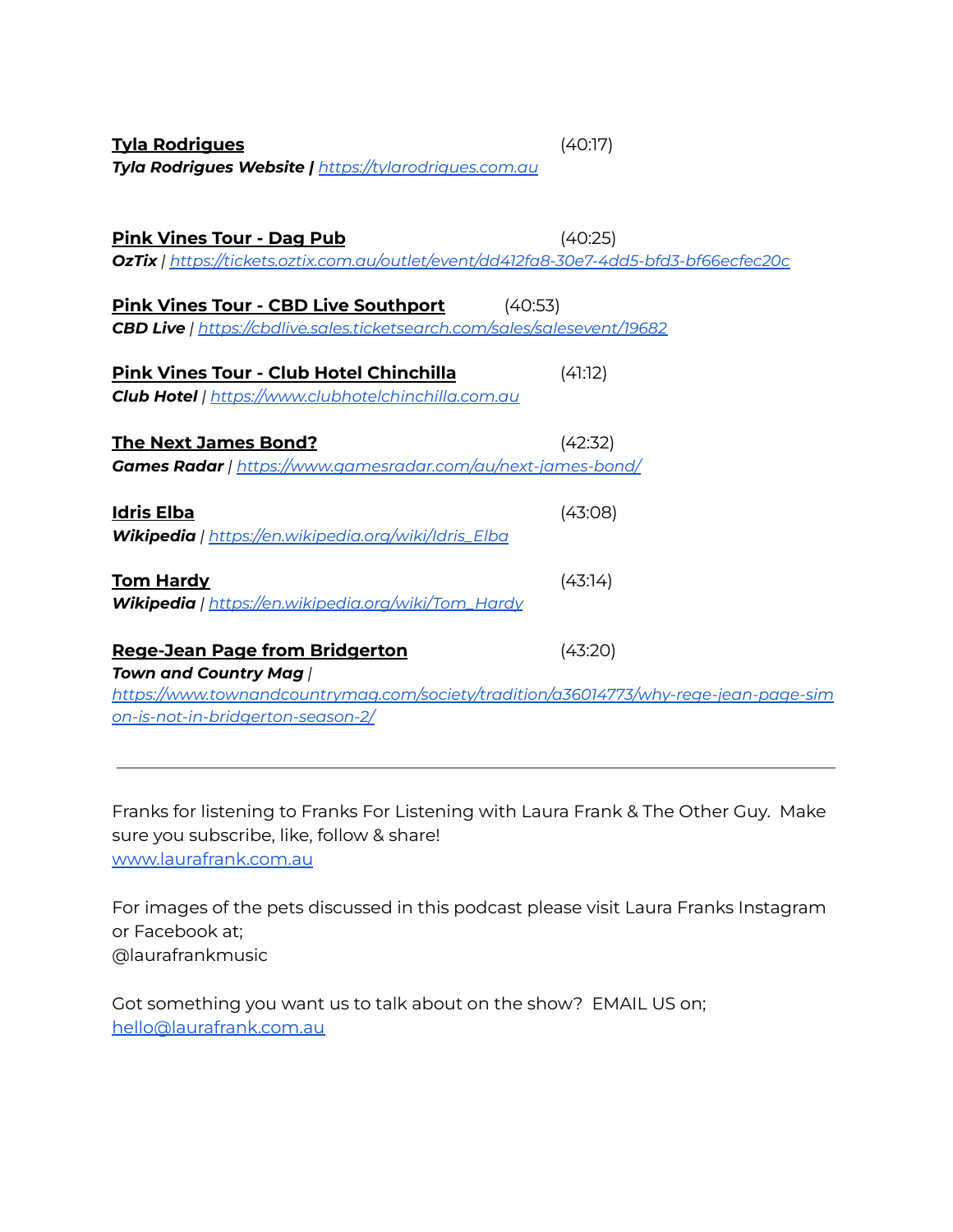**Tyla Rodrigues** (40:17)
***Tyla Rodrigues Website |*** *https://tylarodrigues.com.au*

**Pink Vines Tour - Dag Pub** (40:25)
***OzTix*** | *https://tickets.oztix.com.au/outlet/event/dd412fa8-30e7-4dd5-bfd3-bf66ecfec20c*

**Pink Vines Tour - CBD Live Southport** (40:53)
***CBD Live*** | *https://cbdlive.sales.ticketsearch.com/sales/salesevent/19682*

**Pink Vines Tour - Club Hotel Chinchilla** (41:12)
***Club Hotel*** | *https://www.clubhotelchinchilla.com.au*

**The Next James Bond?** (42:32)
***Games Radar*** | *https://www.gamesradar.com/au/next-james-bond/*

**Idris Elba** (43:08)
***Wikipedia*** | *https://en.wikipedia.org/wiki/Idris_Elba*

**Tom Hardy** (43:14)
***Wikipedia*** | *https://en.wikipedia.org/wiki/Tom_Hardy*

**Rege-Jean Page from Bridgerton** (43:20)
***Town and Country Mag*** |
*https://www.townandcountrymag.com/society/tradition/a36014773/why-rege-jean-page-simon-is-not-in-bridgerton-season-2/*

---

Franks for listening to Franks For Listening with Laura Frank & The Other Guy. Make sure you subscribe, like, follow & share!
www.laurafrank.com.au

For images of the pets discussed in this podcast please visit Laura Franks Instagram or Facebook at;
@laurafrankmusic

Got something you want us to talk about on the show? EMAIL US on;
hello@laurafrank.com.au